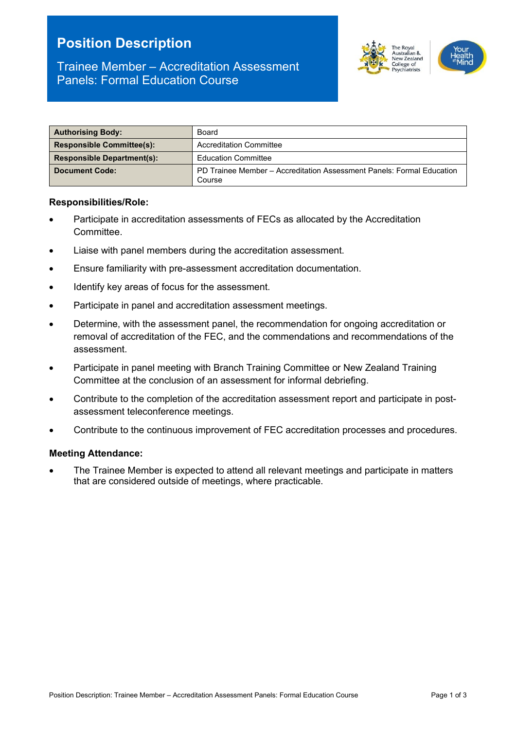# Position Description

## Trainee Member – Accreditation Assessment Panels: Formal Education Course

| Authorising Body: | Board |
|---|---|
| **Responsible Committee(s):** | Accreditation Committee |
| **Responsible Department(s):** | Education Committee |
| **Document Code:** | PD Trainee Member – Accreditation Assessment Panels: Formal Education Course |

**Responsibilities/Role:**

- Participate in accreditation assessments of FECs as allocated by the Accreditation Committee.
- Liaise with panel members during the accreditation assessment.
- Ensure familiarity with pre-assessment accreditation documentation.
- Identify key areas of focus for the assessment.
- Participate in panel and accreditation assessment meetings.
- Determine, with the assessment panel, the recommendation for ongoing accreditation or removal of accreditation of the FEC, and the commendations and recommendations of the assessment.
- Participate in panel meeting with Branch Training Committee or New Zealand Training Committee at the conclusion of an assessment for informal debriefing.
- Contribute to the completion of the accreditation assessment report and participate in post-assessment teleconference meetings.
- Contribute to the continuous improvement of FEC accreditation processes and procedures.

**Meeting Attendance:**

- The Trainee Member is expected to attend all relevant meetings and participate in matters that are considered outside of meetings, where practicable.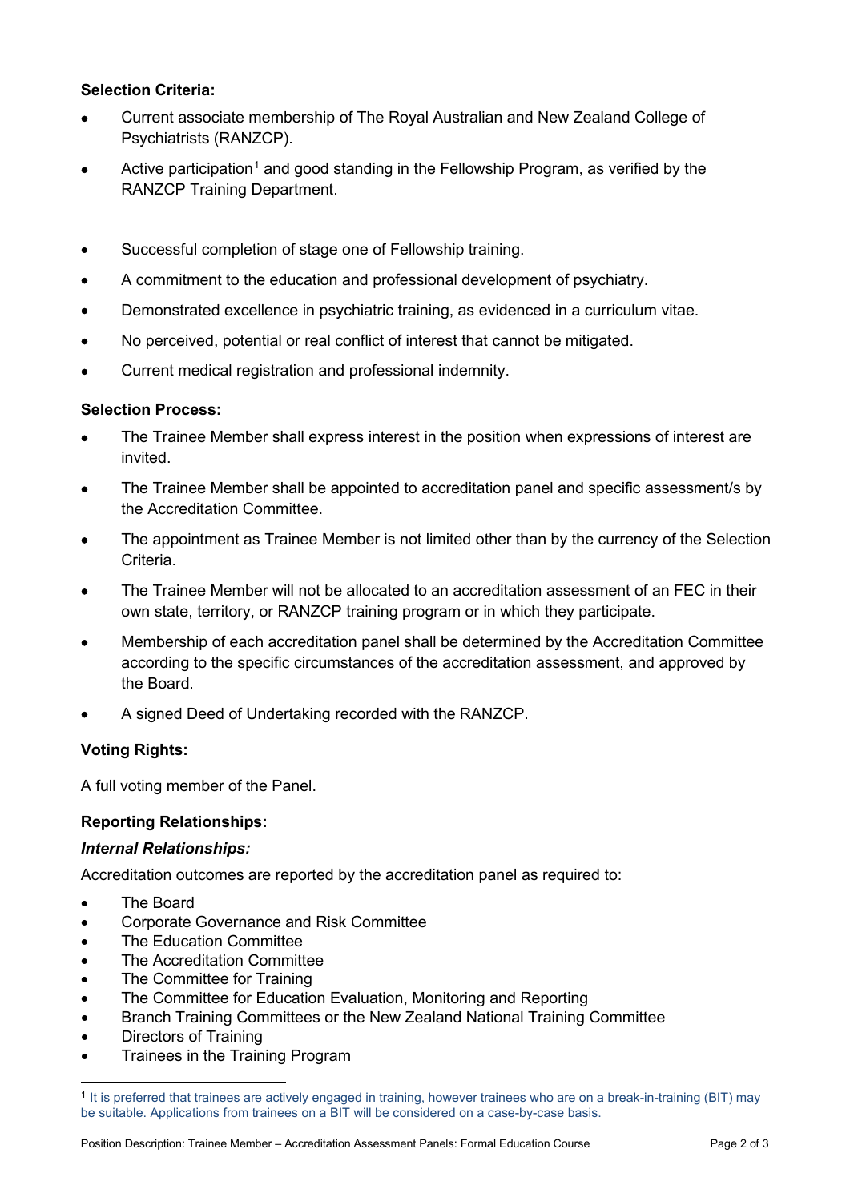**Selection Criteria:**

- Current associate membership of The Royal Australian and New Zealand College of Psychiatrists (RANZCP).
- Active participation[1] and good standing in the Fellowship Program, as verified by the RANZCP Training Department.
- Successful completion of stage one of Fellowship training.
- A commitment to the education and professional development of psychiatry.
- Demonstrated excellence in psychiatric training, as evidenced in a curriculum vitae.
- No perceived, potential or real conflict of interest that cannot be mitigated.
- Current medical registration and professional indemnity.

**Selection Process:**

- The Trainee Member shall express interest in the position when expressions of interest are invited.
- The Trainee Member shall be appointed to accreditation panel and specific assessment/s by the Accreditation Committee.
- The appointment as Trainee Member is not limited other than by the currency of the Selection Criteria.
- The Trainee Member will not be allocated to an accreditation assessment of an FEC in their own state, territory, or RANZCP training program or in which they participate.
- Membership of each accreditation panel shall be determined by the Accreditation Committee according to the specific circumstances of the accreditation assessment, and approved by the Board.
- A signed Deed of Undertaking recorded with the RANZCP.

**Voting Rights:**

A full voting member of the Panel.

**Reporting Relationships:**

***Internal Relationships:***

Accreditation outcomes are reported by the accreditation panel as required to:

- The Board
- Corporate Governance and Risk Committee
- The Education Committee
- The Accreditation Committee
- The Committee for Training
- The Committee for Education Evaluation, Monitoring and Reporting
- Branch Training Committees or the New Zealand National Training Committee
- Directors of Training
- Trainees in the Training Program

[1] It is preferred that trainees are actively engaged in training, however trainees who are on a break-in-training (BIT) may be suitable. Applications from trainees on a BIT will be considered on a case-by-case basis.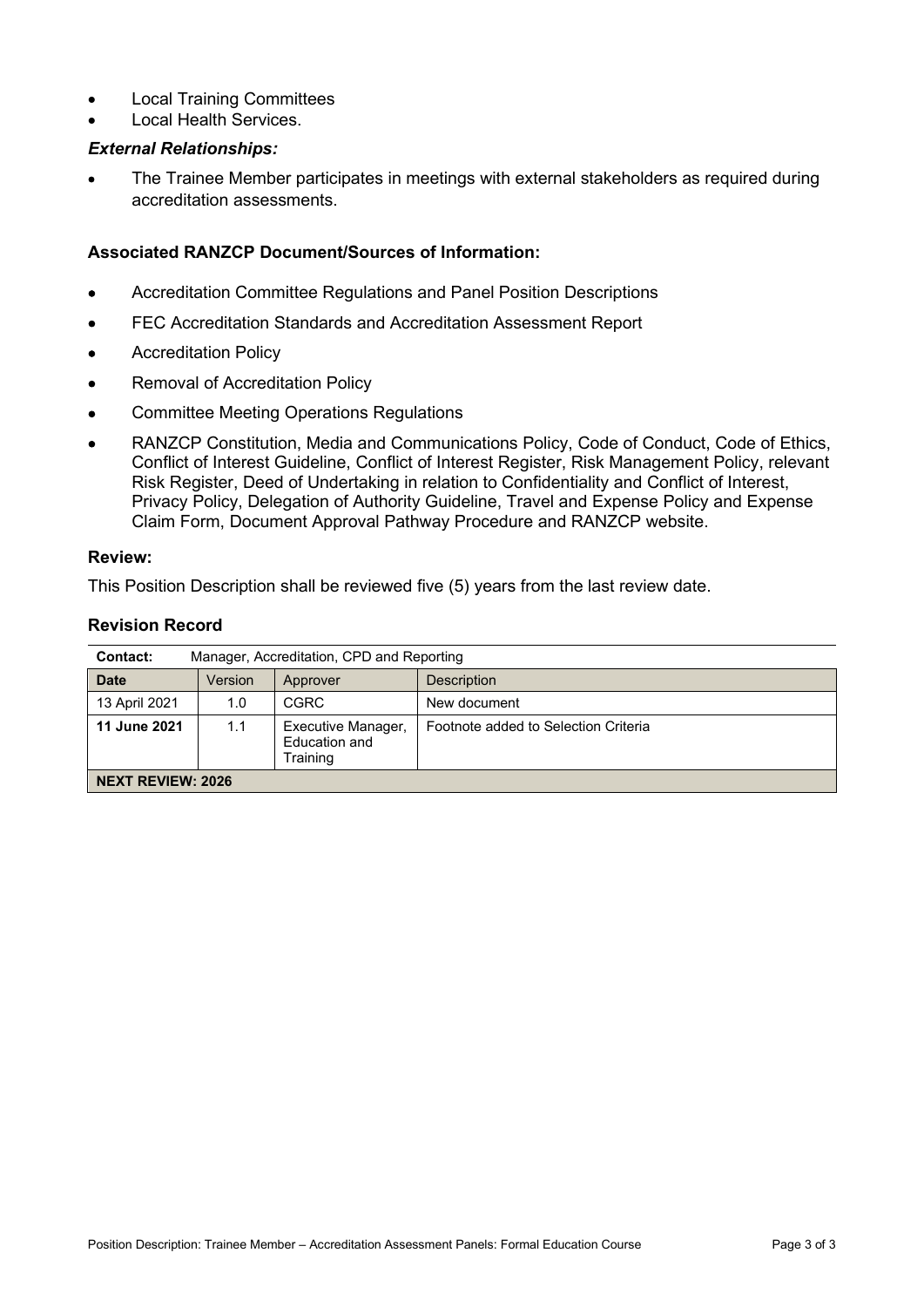- Local Training Committees
- Local Health Services.

### *External Relationships:*

- The Trainee Member participates in meetings with external stakeholders as required during accreditation assessments.

### Associated RANZCP Document/Sources of Information:

- Accreditation Committee Regulations and Panel Position Descriptions
- FEC Accreditation Standards and Accreditation Assessment Report
- Accreditation Policy
- Removal of Accreditation Policy
- Committee Meeting Operations Regulations
- RANZCP Constitution, Media and Communications Policy, Code of Conduct, Code of Ethics, Conflict of Interest Guideline, Conflict of Interest Register, Risk Management Policy, relevant Risk Register, Deed of Undertaking in relation to Confidentiality and Conflict of Interest, Privacy Policy, Delegation of Authority Guideline, Travel and Expense Policy and Expense Claim Form, Document Approval Pathway Procedure and RANZCP website.

### Review:

This Position Description shall be reviewed five (5) years from the last review date.

### Revision Record

| **Contact:** Manager, Accreditation, CPD and Reporting | | | |
|---|---|---|---|
| **Date** | Version | Approver | Description |
| 13 April 2021 | 1.0 | CGRC | New document |
| **11 June 2021** | 1.1 | Executive Manager, Education and Training | Footnote added to Selection Criteria |
| **NEXT REVIEW: 2026** | | | |